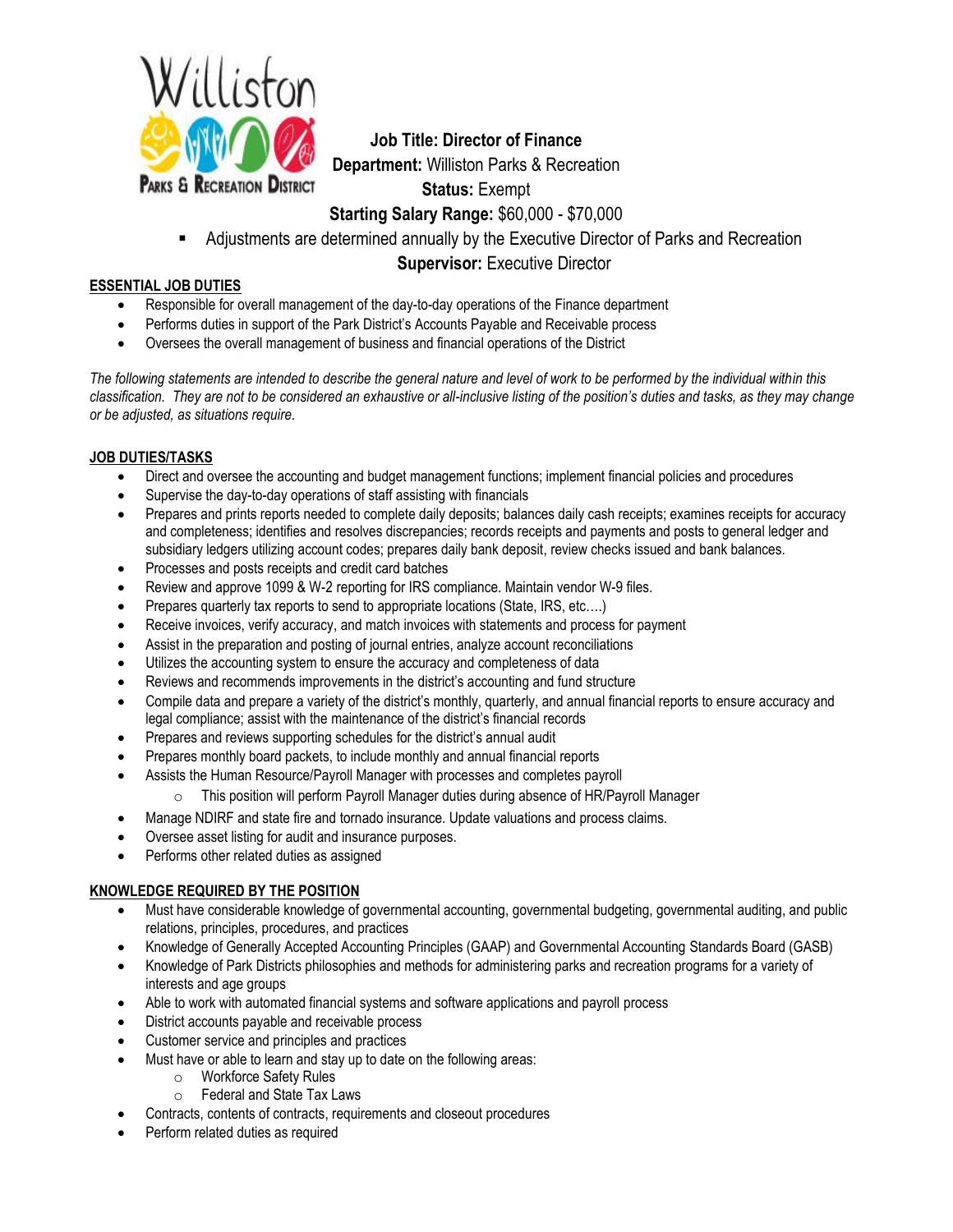**Job Title: Director of Finance**
**Department:** Williston Parks & Recreation
**Status:** Exempt
**Starting Salary Range:** $60,000 - $70,000

- Adjustments are determined annually by the Executive Director of Parks and Recreation

**Supervisor:** Executive Director

## ESSENTIAL JOB DUTIES

- Responsible for overall management of the day-to-day operations of the Finance department
- Performs duties in support of the Park District's Accounts Payable and Receivable process
- Oversees the overall management of business and financial operations of the District

*The following statements are intended to describe the general nature and level of work to be performed by the individual within this classification. They are not to be considered an exhaustive or all-inclusive listing of the position's duties and tasks, as they may change or be adjusted, as situations require.*

## JOB DUTIES/TASKS

- Direct and oversee the accounting and budget management functions; implement financial policies and procedures
- Supervise the day-to-day operations of staff assisting with financials
- Prepares and prints reports needed to complete daily deposits; balances daily cash receipts; examines receipts for accuracy and completeness; identifies and resolves discrepancies; records receipts and payments and posts to general ledger and subsidiary ledgers utilizing account codes; prepares daily bank deposit, review checks issued and bank balances.
- Processes and posts receipts and credit card batches
- Review and approve 1099 & W-2 reporting for IRS compliance. Maintain vendor W-9 files.
- Prepares quarterly tax reports to send to appropriate locations (State, IRS, etc.…)
- Receive invoices, verify accuracy, and match invoices with statements and process for payment
- Assist in the preparation and posting of journal entries, analyze account reconciliations
- Utilizes the accounting system to ensure the accuracy and completeness of data
- Reviews and recommends improvements in the district's accounting and fund structure
- Compile data and prepare a variety of the district's monthly, quarterly, and annual financial reports to ensure accuracy and legal compliance; assist with the maintenance of the district's financial records
- Prepares and reviews supporting schedules for the district's annual audit
- Prepares monthly board packets, to include monthly and annual financial reports
- Assists the Human Resource/Payroll Manager with processes and completes payroll
  - This position will perform Payroll Manager duties during absence of HR/Payroll Manager
- Manage NDIRF and state fire and tornado insurance. Update valuations and process claims.
- Oversee asset listing for audit and insurance purposes.
- Performs other related duties as assigned

## KNOWLEDGE REQUIRED BY THE POSITION

- Must have considerable knowledge of governmental accounting, governmental budgeting, governmental auditing, and public relations, principles, procedures, and practices
- Knowledge of Generally Accepted Accounting Principles (GAAP) and Governmental Accounting Standards Board (GASB)
- Knowledge of Park Districts philosophies and methods for administering parks and recreation programs for a variety of interests and age groups
- Able to work with automated financial systems and software applications and payroll process
- District accounts payable and receivable process
- Customer service and principles and practices
- Must have or able to learn and stay up to date on the following areas:
  - Workforce Safety Rules
  - Federal and State Tax Laws
- Contracts, contents of contracts, requirements and closeout procedures
- Perform related duties as required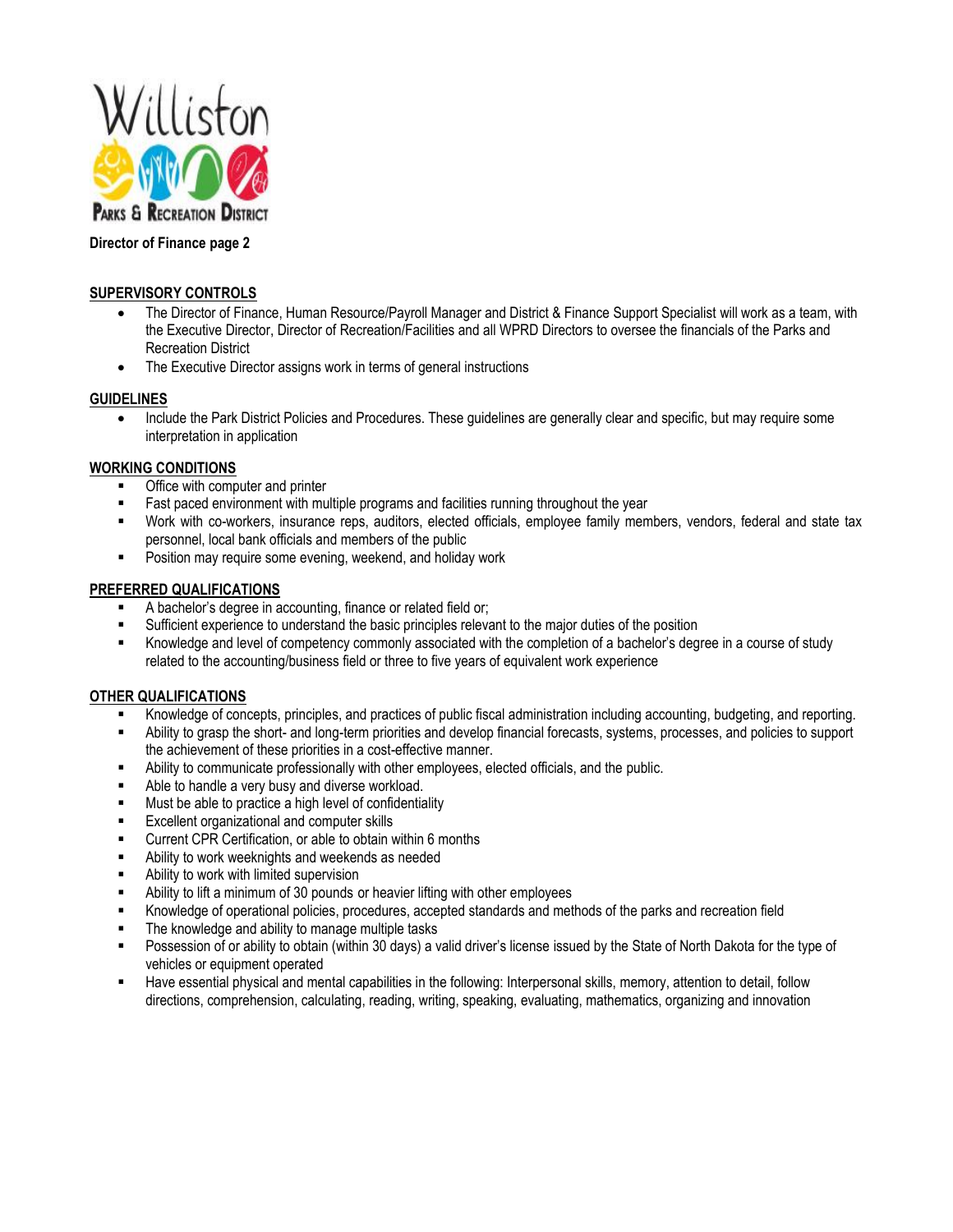**Director of Finance page 2**

## SUPERVISORY CONTROLS

- The Director of Finance, Human Resource/Payroll Manager and District & Finance Support Specialist will work as a team, with the Executive Director, Director of Recreation/Facilities and all WPRD Directors to oversee the financials of the Parks and Recreation District
- The Executive Director assigns work in terms of general instructions

## GUIDELINES

- Include the Park District Policies and Procedures. These guidelines are generally clear and specific, but may require some interpretation in application

## WORKING CONDITIONS

- Office with computer and printer
- Fast paced environment with multiple programs and facilities running throughout the year
- Work with co-workers, insurance reps, auditors, elected officials, employee family members, vendors, federal and state tax personnel, local bank officials and members of the public
- Position may require some evening, weekend, and holiday work

## PREFERRED QUALIFICATIONS

- A bachelor's degree in accounting, finance or related field or;
- Sufficient experience to understand the basic principles relevant to the major duties of the position
- Knowledge and level of competency commonly associated with the completion of a bachelor's degree in a course of study related to the accounting/business field or three to five years of equivalent work experience

## OTHER QUALIFICATIONS

- Knowledge of concepts, principles, and practices of public fiscal administration including accounting, budgeting, and reporting.
- Ability to grasp the short- and long-term priorities and develop financial forecasts, systems, processes, and policies to support the achievement of these priorities in a cost-effective manner.
- Ability to communicate professionally with other employees, elected officials, and the public.
- Able to handle a very busy and diverse workload.
- Must be able to practice a high level of confidentiality
- Excellent organizational and computer skills
- Current CPR Certification, or able to obtain within 6 months
- Ability to work weeknights and weekends as needed
- Ability to work with limited supervision
- Ability to lift a minimum of 30 pounds or heavier lifting with other employees
- Knowledge of operational policies, procedures, accepted standards and methods of the parks and recreation field
- The knowledge and ability to manage multiple tasks
- Possession of or ability to obtain (within 30 days) a valid driver's license issued by the State of North Dakota for the type of vehicles or equipment operated
- Have essential physical and mental capabilities in the following: Interpersonal skills, memory, attention to detail, follow directions, comprehension, calculating, reading, writing, speaking, evaluating, mathematics, organizing and innovation